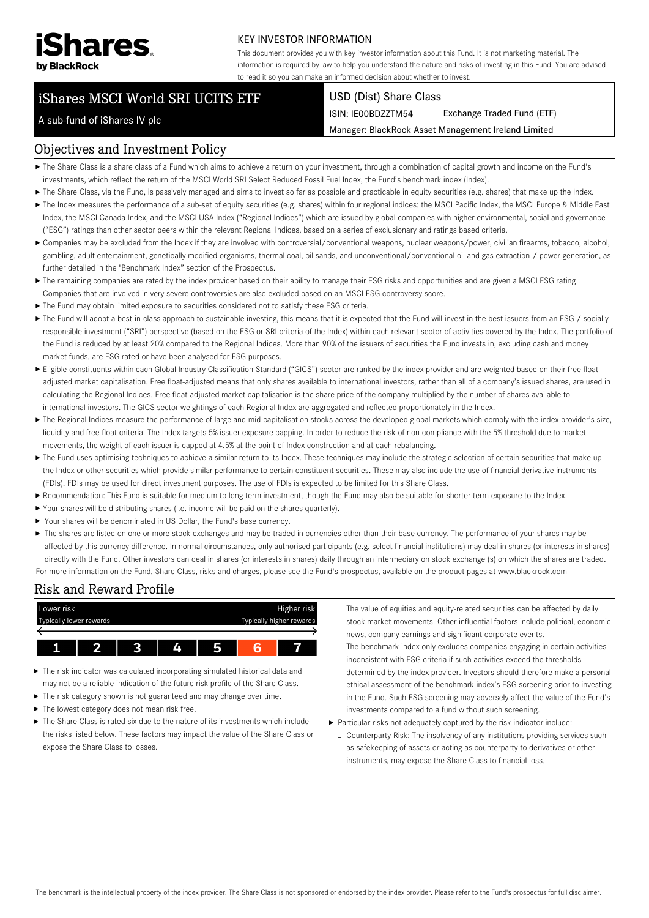iShares by BlackRock

KEY INVESTOR INFORMATION

This document provides you with key investor information about this Fund. It is not marketing material. The information is required by law to help you understand the nature and risks of investing in this Fund. You are advised to read it so you can make an informed decision about whether to invest.

# iShares MSCI World SRI UCITS ETF

A sub-fund of iShares IV plc

USD (Dist) Share Class

ISIN: IE00BDZZTM54 Exchange Traded Fund (ETF)

Manager: BlackRock Asset Management Ireland Limited

## Objectives and Investment Policy

- The Share Class is a share class of a Fund which aims to achieve a return on your investment, through a combination of capital growth and income on the Fund's investments, which reflect the return of the MSCI World SRI Select Reduced Fossil Fuel Index, the Fund's benchmark index (Index).
- The Share Class, via the Fund, is passively managed and aims to invest so far as possible and practicable in equity securities (e.g. shares) that make up the Index.
- The Index measures the performance of a sub-set of equity securities (e.g. shares) within four regional indices: the MSCI Pacific Index, the MSCI Europe & Middle East Index, the MSCI Canada Index, and the MSCI USA Index ("Regional Indices") which are issued by global companies with higher environmental, social and governance ("ESG") ratings than other sector peers within the relevant Regional Indices, based on a series of exclusionary and ratings based criteria.
- Companies may be excluded from the Index if they are involved with controversial/conventional weapons, nuclear weapons/power, civilian firearms, tobacco, alcohol, gambling, adult entertainment, genetically modified organisms, thermal coal, oil sands, and unconventional/conventional oil and gas extraction / power generation, as further detailed in the "Benchmark Index" section of the Prospectus.
- The remaining companies are rated by the index provider based on their ability to manage their ESG risks and opportunities and are given a MSCI ESG rating . Companies that are involved in very severe controversies are also excluded based on an MSCI ESG controversy score.
- The Fund may obtain limited exposure to securities considered not to satisfy these ESG criteria.
- The Fund will adopt a best-in-class approach to sustainable investing, this means that it is expected that the Fund will invest in the best issuers from an ESG / socially responsible investment ("SRI") perspective (based on the ESG or SRI criteria of the Index) within each relevant sector of activities covered by the Index. The portfolio of the Fund is reduced by at least 20% compared to the Regional Indices. More than 90% of the issuers of securities the Fund invests in, excluding cash and money market funds, are ESG rated or have been analysed for ESG purposes.
- Eligible constituents within each Global Industry Classification Standard ("GICS") sector are ranked by the index provider and are weighted based on their free float adjusted market capitalisation. Free float-adjusted means that only shares available to international investors, rather than all of a company's issued shares, are used in calculating the Regional Indices. Free float-adjusted market capitalisation is the share price of the company multiplied by the number of shares available to international investors. The GICS sector weightings of each Regional Index are aggregated and reflected proportionately in the Index.
- The Regional Indices measure the performance of large and mid-capitalisation stocks across the developed global markets which comply with the index provider's size, liquidity and free-float criteria. The Index targets 5% issuer exposure capping. In order to reduce the risk of non-compliance with the 5% threshold due to market movements, the weight of each issuer is capped at 4.5% at the point of Index construction and at each rebalancing.
- The Fund uses optimising techniques to achieve a similar return to its Index. These techniques may include the strategic selection of certain securities that make up the Index or other securities which provide similar performance to certain constituent securities. These may also include the use of financial derivative instruments (FDIs). FDIs may be used for direct investment purposes. The use of FDIs is expected to be limited for this Share Class.
- Recommendation: This Fund is suitable for medium to long term investment, though the Fund may also be suitable for shorter term exposure to the Index.
- Your shares will be distributing shares (i.e. income will be paid on the shares quarterly).
- Your shares will be denominated in US Dollar, the Fund's base currency.
- The shares are listed on one or more stock exchanges and may be traded in currencies other than their base currency. The performance of your shares may be affected by this currency difference. In normal circumstances, only authorised participants (e.g. select financial institutions) may deal in shares (or interests in shares) directly with the Fund. Other investors can deal in shares (or interests in shares) daily through an intermediary on stock exchange (s) on which the shares are traded.

For more information on the Fund, Share Class, risks and charges, please see the Fund's prospectus, available on the product pages at www.blackrock.com

## Risk and Reward Profile

| Lower risk<br>Typically lower rewards | | | | | | Higher risk<br>Typically higher rewards |
|---|---|---|---|---|---|---|
| 1 | 2 | 3 | 4 | 5 | **6** | 7 |

- The risk indicator was calculated incorporating simulated historical data and may not be a reliable indication of the future risk profile of the Share Class.
- The risk category shown is not guaranteed and may change over time.
- The lowest category does not mean risk free.
- The Share Class is rated six due to the nature of its investments which include the risks listed below. These factors may impact the value of the Share Class or expose the Share Class to losses.
  - The value of equities and equity-related securities can be affected by daily stock market movements. Other influential factors include political, economic news, company earnings and significant corporate events.
  - The benchmark index only excludes companies engaging in certain activities inconsistent with ESG criteria if such activities exceed the thresholds determined by the index provider. Investors should therefore make a personal ethical assessment of the benchmark index's ESG screening prior to investing in the Fund. Such ESG screening may adversely affect the value of the Fund's investments compared to a fund without such screening.
- Particular risks not adequately captured by the risk indicator include:
  - Counterparty Risk: The insolvency of any institutions providing services such as safekeeping of assets or acting as counterparty to derivatives or other instruments, may expose the Share Class to financial loss.

The benchmark is the intellectual property of the index provider. The Share Class is not sponsored or endorsed by the index provider. Please refer to the Fund's prospectus for full disclaimer.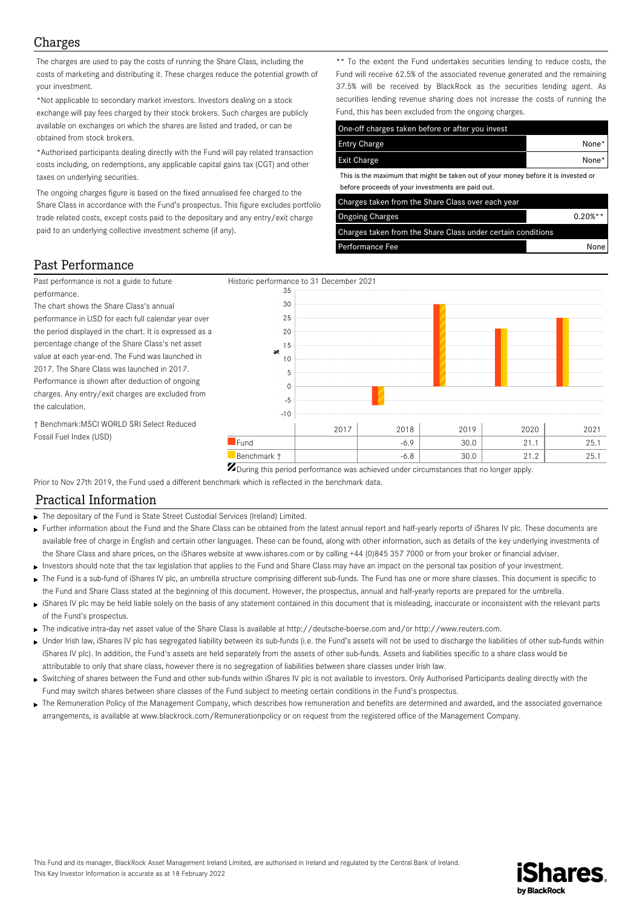## Charges

The charges are used to pay the costs of running the Share Class, including the costs of marketing and distributing it. These charges reduce the potential growth of your investment.

*Not applicable to secondary market investors. Investors dealing on a stock exchange will pay fees charged by their stock brokers. Such charges are publicly available on exchanges on which the shares are listed and traded, or can be obtained from stock brokers.

*Authorised participants dealing directly with the Fund will pay related transaction costs including, on redemptions, any applicable capital gains tax (CGT) and other taxes on underlying securities.

The ongoing charges figure is based on the fixed annualised fee charged to the Share Class in accordance with the Fund's prospectus. This figure excludes portfolio trade related costs, except costs paid to the depositary and any entry/exit charge paid to an underlying collective investment scheme (if any).

** To the extent the Fund undertakes securities lending to reduce costs, the Fund will receive 62.5% of the associated revenue generated and the remaining 37.5% will be received by BlackRock as the securities lending agent. As securities lending revenue sharing does not increase the costs of running the Fund, this has been excluded from the ongoing charges.

| One-off charges taken before or after you invest | |
|---|---|
| Entry Charge | None* |
| Exit Charge | None* |

This is the maximum that might be taken out of your money before it is invested or before proceeds of your investments are paid out.

| Charges taken from the Share Class over each year | |
|---|---|
| Ongoing Charges | 0.20%** |
| **Charges taken from the Share Class under certain conditions** | |
| Performance Fee | None |

## Past Performance

Past performance is not a guide to future performance.

The chart shows the Share Class's annual performance in USD for each full calendar year over the period displayed in the chart. It is expressed as a percentage change of the Share Class's net asset value at each year-end. The Fund was launched in 2017. The Share Class was launched in 2017.

Performance is shown after deduction of ongoing charges. Any entry/exit charges are excluded from the calculation.

† Benchmark:MSCI WORLD SRI Select Reduced Fossil Fuel Index (USD)

Historic performance to 31 December 2021

%

35
30
25
20
15
10
5
0
-5
-10

| | 2017 | 2018 | 2019 | 2020 | 2021 |
|---|---|---|---|---|---|
| Fund | | -6.9 | 30.0 | 21.1 | 25.1 |
| Benchmark † | | -6.8 | 30.0 | 21.2 | 25.1 |

During this period performance was achieved under circumstances that no longer apply.

Prior to Nov 27th 2019, the Fund used a different benchmark which is reflected in the benchmark data.

## Practical Information

- The depositary of the Fund is State Street Custodial Services (Ireland) Limited.
- Further information about the Fund and the Share Class can be obtained from the latest annual report and half-yearly reports of iShares IV plc. These documents are available free of charge in English and certain other languages. These can be found, along with other information, such as details of the key underlying investments of the Share Class and share prices, on the iShares website at www.ishares.com or by calling +44 (0)845 357 7000 or from your broker or financial adviser.
- Investors should note that the tax legislation that applies to the Fund and Share Class may have an impact on the personal tax position of your investment.
- The Fund is a sub-fund of iShares IV plc, an umbrella structure comprising different sub-funds. The Fund has one or more share classes. This document is specific to the Fund and Share Class stated at the beginning of this document. However, the prospectus, annual and half-yearly reports are prepared for the umbrella.
- iShares IV plc may be held liable solely on the basis of any statement contained in this document that is misleading, inaccurate or inconsistent with the relevant parts of the Fund's prospectus.
- The indicative intra-day net asset value of the Share Class is available at http://deutsche-boerse.com and/or http://www.reuters.com.
- Under Irish law, iShares IV plc has segregated liability between its sub-funds (i.e. the Fund's assets will not be used to discharge the liabilities of other sub-funds within iShares IV plc). In addition, the Fund's assets are held separately from the assets of other sub-funds. Assets and liabilities specific to a share class would be attributable to only that share class, however there is no segregation of liabilities between share classes under Irish law.
- Switching of shares between the Fund and other sub-funds within iShares IV plc is not available to investors. Only Authorised Participants dealing directly with the Fund may switch shares between share classes of the Fund subject to meeting certain conditions in the Fund's prospectus.
- The Remuneration Policy of the Management Company, which describes how remuneration and benefits are determined and awarded, and the associated governance arrangements, is available at www.blackrock.com/Remunerationpolicy or on request from the registered office of the Management Company.

This Fund and its manager, BlackRock Asset Management Ireland Limited, are authorised in Ireland and regulated by the Central Bank of Ireland.
This Key Investor Information is accurate as at 18 February 2022

iShares by BlackRock